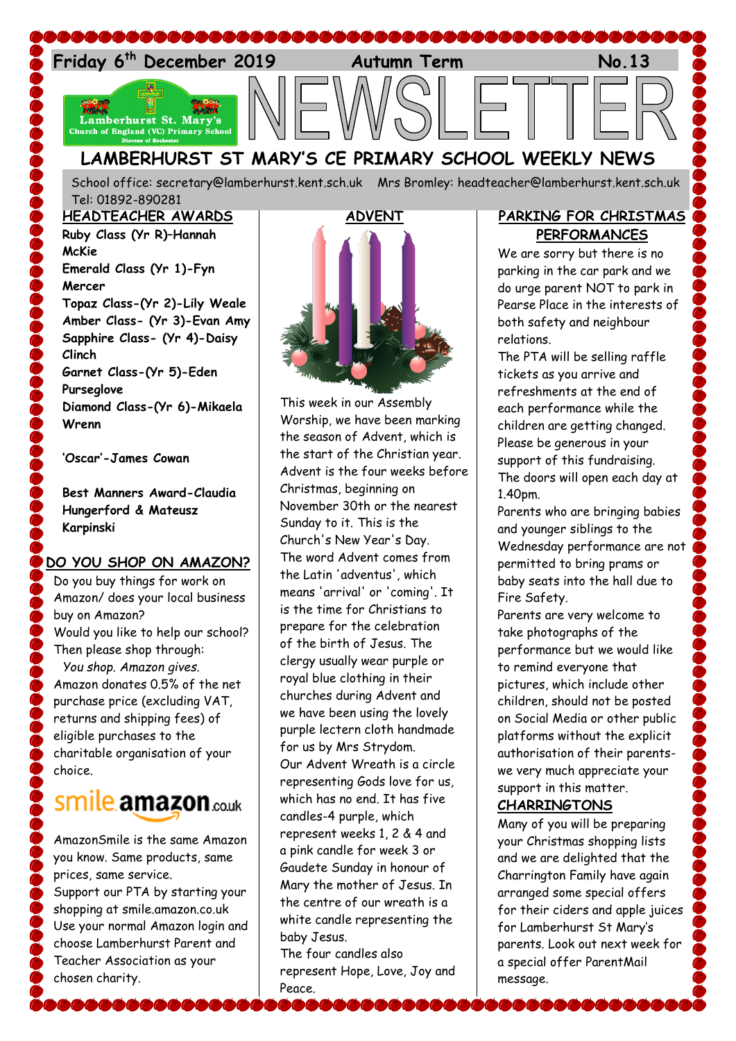Friday 6th December 2019 Autumn Term No.13

# NEWSLETTER

## LAMBERHURST ST MARY'S CE PRIMARY SCHOOL WEEKLY NEWS

School office: secretary@lamberhurst.kent.sch.uk Mrs Bromley: headteacher@lamberhurst.kent.sch.uk
Tel: 01892-890281

### HEADTEACHER AWARDS

**Ruby Class (Yr R)–Hannah McKie**
**Emerald Class (Yr 1)-Fyn Mercer**
**Topaz Class-(Yr 2)-Lily Weale**
**Amber Class- (Yr 3)-Evan Amy**
**Sapphire Class- (Yr 4)-Daisy Clinch**
**Garnet Class-(Yr 5)-Eden Purseglove**
**Diamond Class-(Yr 6)-Mikaela Wrenn**

**'Oscar'-James Cowan**

**Best Manners Award-Claudia Hungerford & Mateusz Karpinski**

### DO YOU SHOP ON AMAZON?

Do you buy things for work on Amazon/ does your local business buy on Amazon?
Would you like to help our school? Then please shop through:
*You shop. Amazon gives.*
Amazon donates 0.5% of the net purchase price (excluding VAT, returns and shipping fees) of eligible purchases to the charitable organisation of your choice.

smile.amazon.co.uk

AmazonSmile is the same Amazon you know. Same products, same prices, same service.
Support our PTA by starting your shopping at smile.amazon.co.uk
Use your normal Amazon login and choose Lamberhurst Parent and Teacher Association as your chosen charity.

### ADVENT

This week in our Assembly Worship, we have been marking the season of Advent, which is the start of the Christian year. Advent is the four weeks before Christmas, beginning on November 30th or the nearest Sunday to it. This is the Church's New Year's Day. The word Advent comes from the Latin 'adventus', which means 'arrival' or 'coming'. It is the time for Christians to prepare for the celebration of the birth of Jesus. The clergy usually wear purple or royal blue clothing in their churches during Advent and we have been using the lovely purple lectern cloth handmade for us by Mrs Strydom.
Our Advent Wreath is a circle representing Gods love for us, which has no end. It has five candles-4 purple, which represent weeks 1, 2 & 4 and a pink candle for week 3 or Gaudete Sunday in honour of Mary the mother of Jesus. In the centre of our wreath is a white candle representing the baby Jesus.
The four candles also represent Hope, Love, Joy and Peace.

### PARKING FOR CHRISTMAS PERFORMANCES

We are sorry but there is no parking in the car park and we do urge parent NOT to park in Pearse Place in the interests of both safety and neighbour relations.
The PTA will be selling raffle tickets as you arrive and refreshments at the end of each performance while the children are getting changed. Please be generous in your support of this fundraising.
The doors will open each day at 1.40pm.
Parents who are bringing babies and younger siblings to the Wednesday performance are not permitted to bring prams or baby seats into the hall due to Fire Safety.
Parents are very welcome to take photographs of the performance but we would like to remind everyone that pictures, which include other children, should not be posted on Social Media or other public platforms without the explicit authorisation of their parents- we very much appreciate your support in this matter.

### CHARRINGTONS

Many of you will be preparing your Christmas shopping lists and we are delighted that the Charrington Family have again arranged some special offers for their ciders and apple juices for Lamberhurst St Mary's parents. Look out next week for a special offer ParentMail message.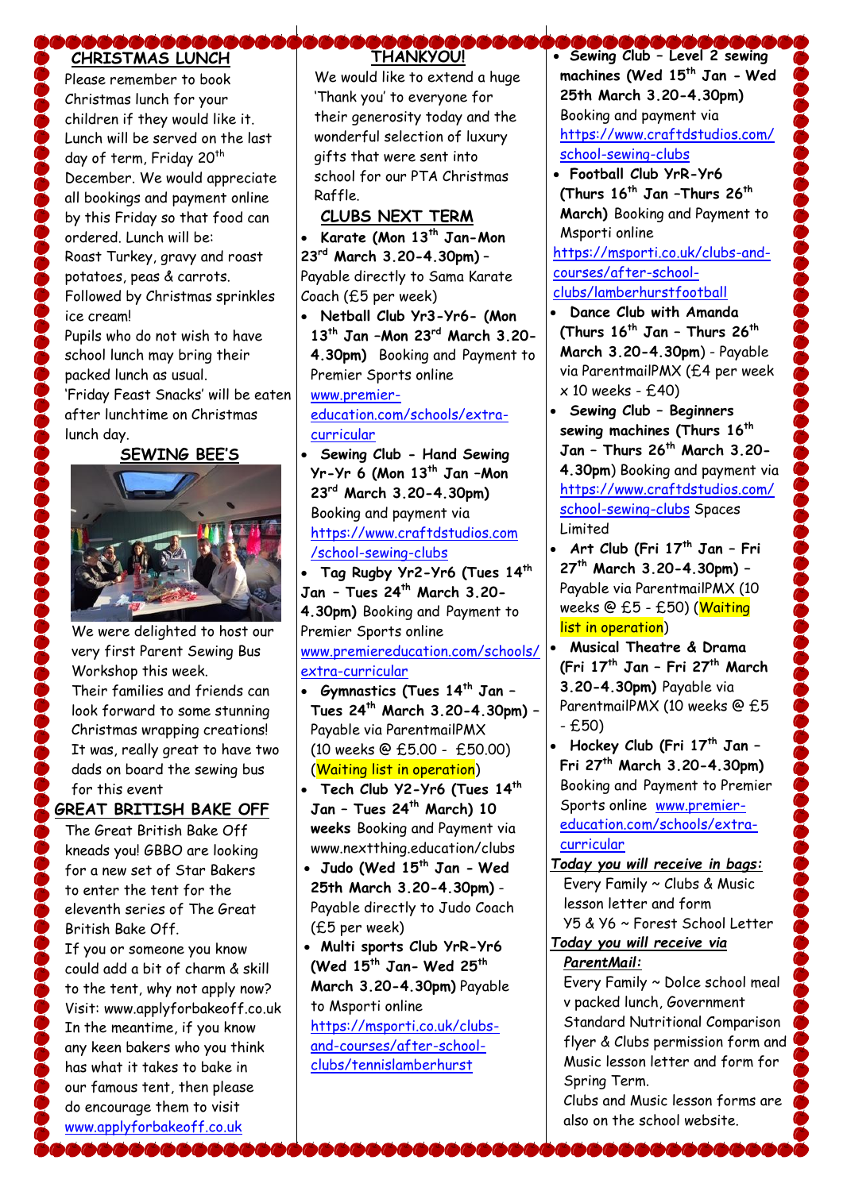## CHRISTMAS LUNCH

Please remember to book Christmas lunch for your children if they would like it. Lunch will be served on the last day of term, Friday 20th December. We would appreciate all bookings and payment online by this Friday so that food can ordered. Lunch will be: Roast Turkey, gravy and roast potatoes, peas & carrots. Followed by Christmas sprinkles ice cream!

Pupils who do not wish to have school lunch may bring their packed lunch as usual.

'Friday Feast Snacks' will be eaten after lunchtime on Christmas lunch day.

## SEWING BEE'S

We were delighted to host our very first Parent Sewing Bus Workshop this week.

Their families and friends can look forward to some stunning Christmas wrapping creations!

It was, really great to have two dads on board the sewing bus for this event

## GREAT BRITISH BAKE OFF

The Great British Bake Off kneads you! GBBO are looking for a new set of Star Bakers to enter the tent for the eleventh series of The Great British Bake Off.

If you or someone you know could add a bit of charm & skill to the tent, why not apply now? Visit: www.applyforbakeoff.co.uk

In the meantime, if you know any keen bakers who you think has what it takes to bake in our famous tent, then please do encourage them to visit www.applyforbakeoff.co.uk

## THANKYOU!

We would like to extend a huge 'Thank you' to everyone for their generosity today and the wonderful selection of luxury gifts that were sent into school for our PTA Christmas Raffle.

## CLUBS NEXT TERM

- **Karate (Mon 13th Jan-Mon 23rd March 3.20-4.30pm)** – Payable directly to Sama Karate Coach (£5 per week)
- **Netball Club Yr3-Yr6- (Mon 13th Jan –Mon 23rd March 3.20-4.30pm)** Booking and Payment to Premier Sports online www.premier-education.com/schools/extra-curricular
- **Sewing Club - Hand Sewing Yr-Yr 6 (Mon 13th Jan –Mon 23rd March 3.20-4.30pm)** Booking and payment via https://www.craftdstudios.com/school-sewing-clubs
- **Tag Rugby Yr2-Yr6 (Tues 14th Jan – Tues 24th March 3.20-4.30pm)** Booking and Payment to Premier Sports online www.premiereducation.com/schools/extra-curricular
- **Gymnastics (Tues 14th Jan – Tues 24th March 3.20-4.30pm)** – Payable via ParentmailPMX (10 weeks @ £5.00 - £50.00) (Waiting list in operation)
- **Tech Club Y2-Yr6 (Tues 14th Jan – Tues 24th March) 10 weeks** Booking and Payment via www.nextthing.education/clubs
- **Judo (Wed 15th Jan - Wed 25th March 3.20-4.30pm)** - Payable directly to Judo Coach (£5 per week)
- **Multi sports Club YrR-Yr6 (Wed 15th Jan- Wed 25th March 3.20-4.30pm)** Payable to Msporti online https://msporti.co.uk/clubs-and-courses/after-school-clubs/tennislamberhurst
- **Sewing Club – Level 2 sewing machines (Wed 15th Jan - Wed 25th March 3.20-4.30pm)** Booking and payment via https://www.craftdstudios.com/school-sewing-clubs
- **Football Club YrR-Yr6 (Thurs 16th Jan –Thurs 26th March)** Booking and Payment to Msporti online https://msporti.co.uk/clubs-and-courses/after-school-clubs/lamberhurstfootball
- **Dance Club with Amanda (Thurs 16th Jan – Thurs 26th March 3.20-4.30pm)** - Payable via ParentmailPMX (£4 per week x 10 weeks - £40)
- **Sewing Club – Beginners sewing machines (Thurs 16th Jan – Thurs 26th March 3.20-4.30pm)** Booking and payment via https://www.craftdstudios.com/school-sewing-clubs Spaces Limited
- **Art Club (Fri 17th Jan – Fri 27th March 3.20-4.30pm)** – Payable via ParentmailPMX (10 weeks @ £5 - £50) (Waiting list in operation)
- **Musical Theatre & Drama (Fri 17th Jan – Fri 27th March 3.20-4.30pm)** Payable via ParentmailPMX (10 weeks @ £5 - £50)
- **Hockey Club (Fri 17th Jan – Fri 27th March 3.20-4.30pm)** Booking and Payment to Premier Sports online www.premier-education.com/schools/extra-curricular

*Today you will receive in bags:*

Every Family ~ Clubs & Music lesson letter and form

Y5 & Y6 ~ Forest School Letter

*Today you will receive via ParentMail:*

Every Family ~ Dolce school meal v packed lunch, Government Standard Nutritional Comparison flyer & Clubs permission form and Music lesson letter and form for Spring Term.

Clubs and Music lesson forms are also on the school website.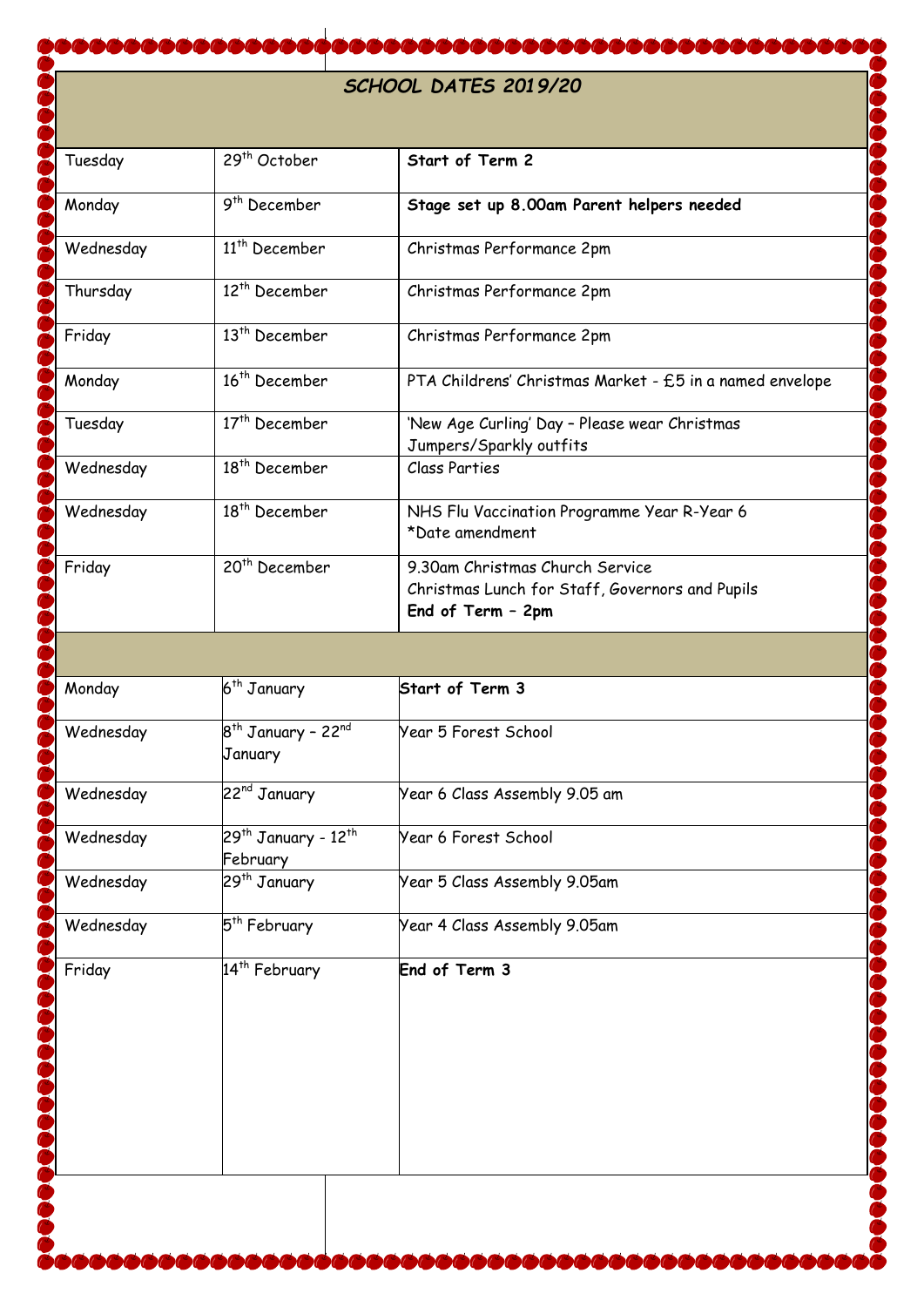| SCHOOL DATES 2019/20 | | |
|---|---|---|
| Tuesday | 29th October | **Start of Term 2** |
| Monday | 9th December | **Stage set up 8.00am Parent helpers needed** |
| Wednesday | 11th December | Christmas Performance 2pm |
| Thursday | 12th December | Christmas Performance 2pm |
| Friday | 13th December | Christmas Performance 2pm |
| Monday | 16th December | PTA Childrens' Christmas Market - £5 in a named envelope |
| Tuesday | 17th December | 'New Age Curling' Day – Please wear Christmas Jumpers/Sparkly outfits |
| Wednesday | 18th December | Class Parties |
| Wednesday | 18th December | NHS Flu Vaccination Programme Year R-Year 6 *Date amendment |
| Friday | 20th December | 9.30am Christmas Church Service<br>Christmas Lunch for Staff, Governors and Pupils<br>**End of Term – 2pm** |
| | | |
| Monday | 6th January | **Start of Term 3** |
| Wednesday | 8th January – 22nd January | Year 5 Forest School |
| Wednesday | 22nd January | Year 6 Class Assembly 9.05 am |
| Wednesday | 29th January - 12th February | Year 6 Forest School |
| Wednesday | 29th January | Year 5 Class Assembly 9.05am |
| Wednesday | 5th February | Year 4 Class Assembly 9.05am |
| Friday | 14th February | **End of Term 3** |